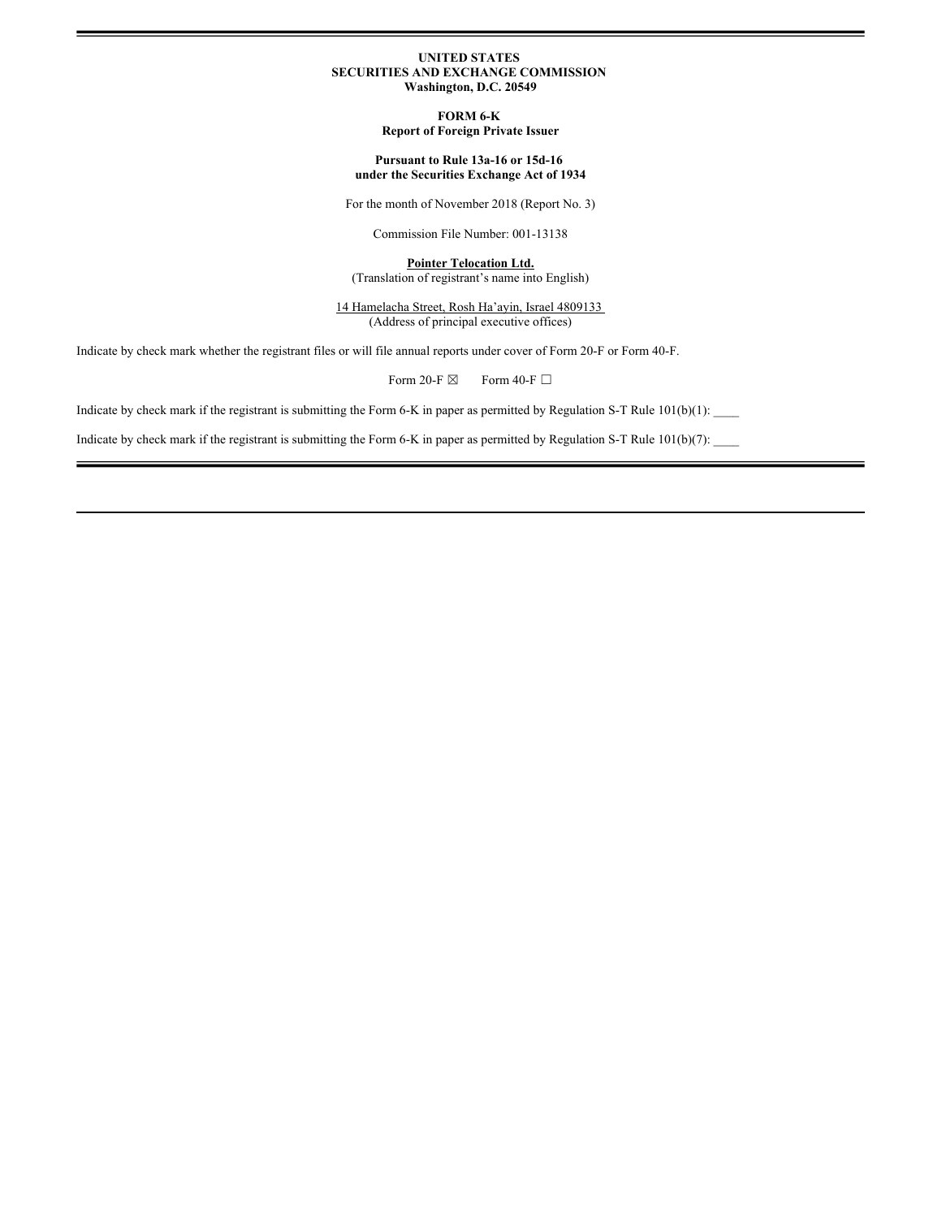**UNITED STATES**
**SECURITIES AND EXCHANGE COMMISSION**
**Washington, D.C. 20549**

**FORM 6-K**
**Report of Foreign Private Issuer**

**Pursuant to Rule 13a-16 or 15d-16**
**under the Securities Exchange Act of 1934**

For the month of November 2018 (Report No. 3)

Commission File Number: 001-13138

**Pointer Telocation Ltd.**
(Translation of registrant's name into English)

14 Hamelacha Street, Rosh Ha'ayin, Israel 4809133
(Address of principal executive offices)

Indicate by check mark whether the registrant files or will file annual reports under cover of Form 20-F or Form 40-F.

Form 20-F ☒ Form 40-F ☐

Indicate by check mark if the registrant is submitting the Form 6-K in paper as permitted by Regulation S-T Rule 101(b)(1): ____

Indicate by check mark if the registrant is submitting the Form 6-K in paper as permitted by Regulation S-T Rule 101(b)(7): ____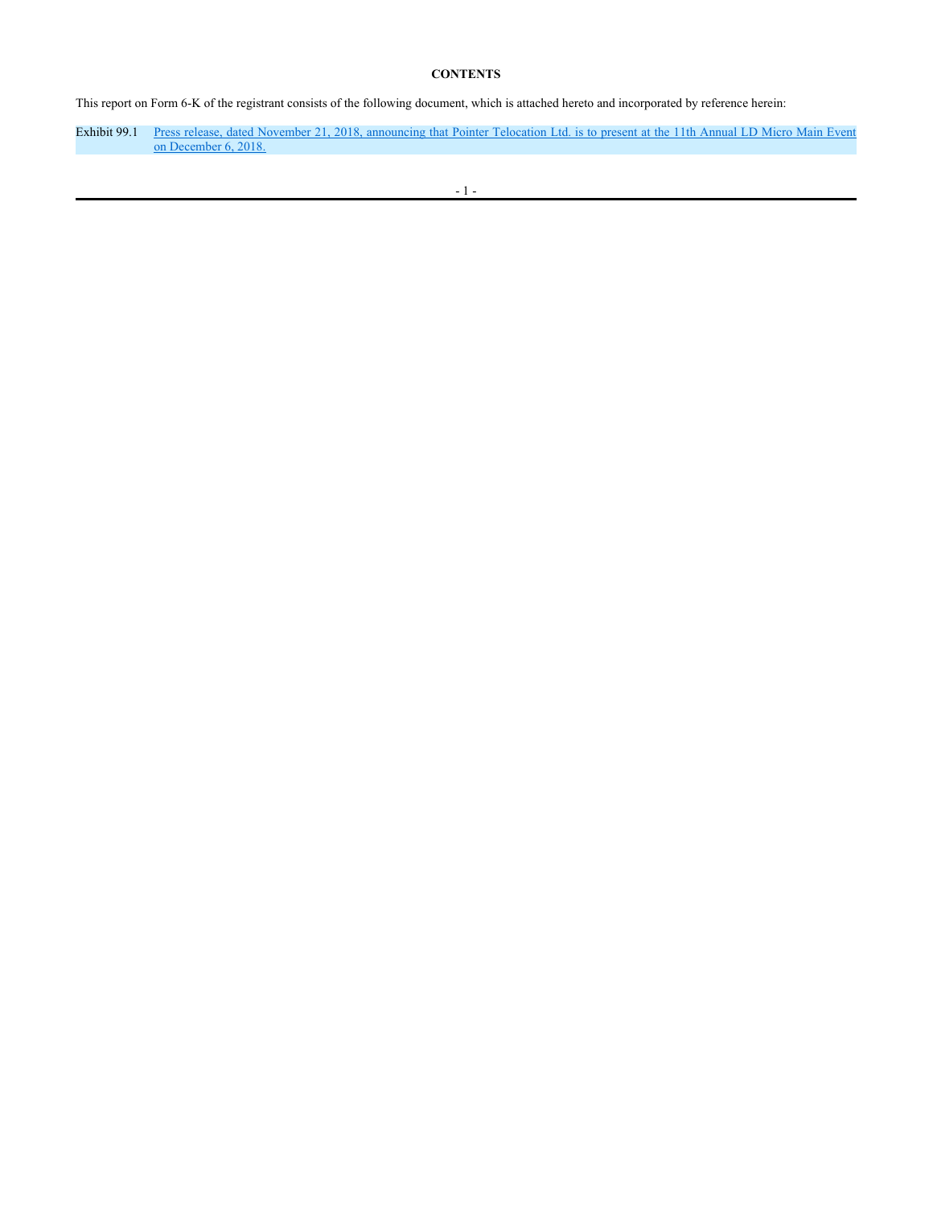**CONTENTS**

This report on Form 6-K of the registrant consists of the following document, which is attached hereto and incorporated by reference herein:

| | |
|---|---|
| Exhibit 99.1 | Press release, dated November 21, 2018, announcing that Pointer Telocation Ltd. is to present at the 11th Annual LD Micro Main Event on December 6, 2018. |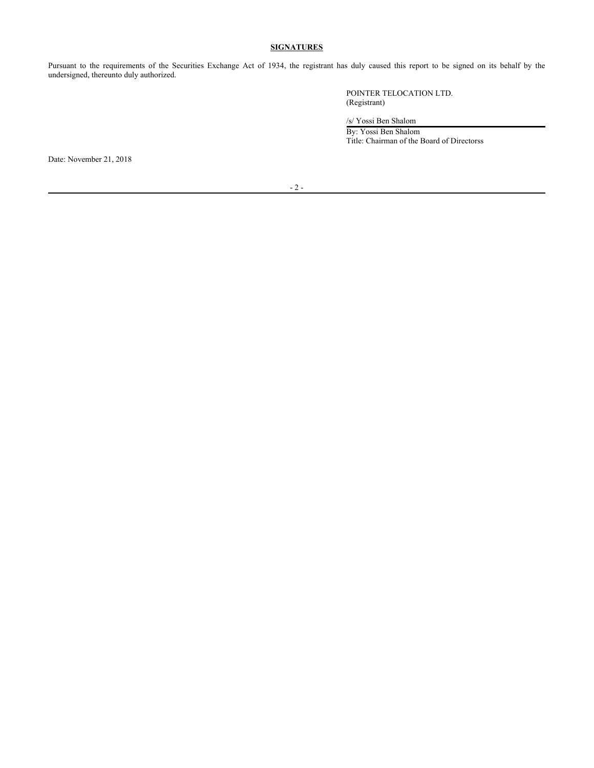## SIGNATURES

Pursuant to the requirements of the Securities Exchange Act of 1934, the registrant has duly caused this report to be signed on its behalf by the undersigned, thereunto duly authorized.

POINTER TELOCATION LTD.
(Registrant)

/s/ Yossi Ben Shalom

By: Yossi Ben Shalom
Title: Chairman of the Board of Directorss

Date: November 21, 2018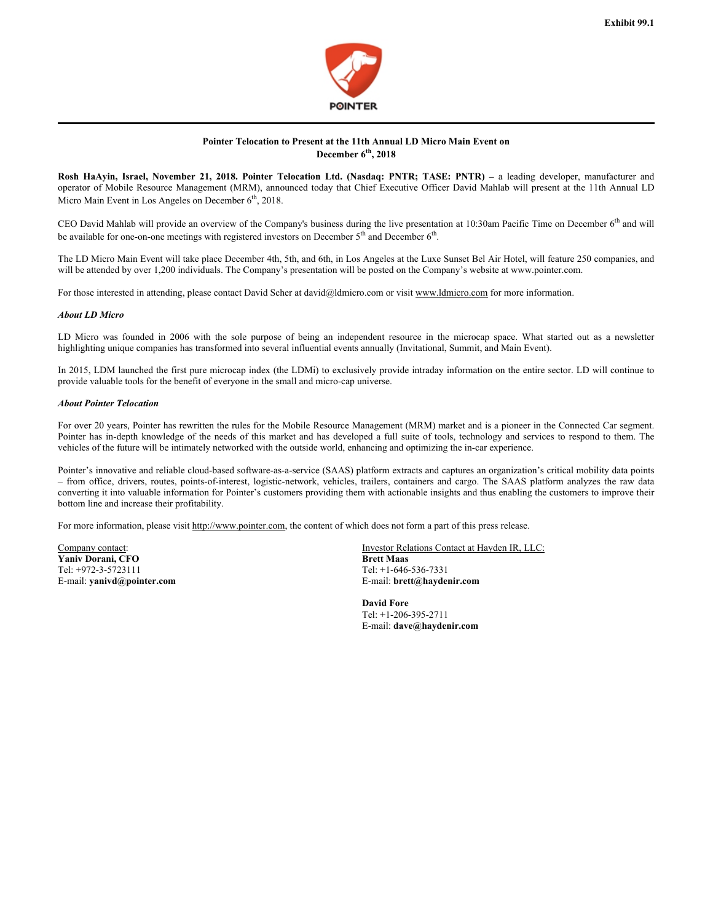Exhibit 99.1

POINTER

**Pointer Telocation to Present at the 11th Annual LD Micro Main Event on December 6th, 2018**

**Rosh HaAyin, Israel, November 21, 2018. Pointer Telocation Ltd. (Nasdaq: PNTR; TASE: PNTR) –** a leading developer, manufacturer and operator of Mobile Resource Management (MRM), announced today that Chief Executive Officer David Mahlab will present at the 11th Annual LD Micro Main Event in Los Angeles on December 6th, 2018.

CEO David Mahlab will provide an overview of the Company's business during the live presentation at 10:30am Pacific Time on December 6th and will be available for one-on-one meetings with registered investors on December 5th and December 6th.

The LD Micro Main Event will take place December 4th, 5th, and 6th, in Los Angeles at the Luxe Sunset Bel Air Hotel, will feature 250 companies, and will be attended by over 1,200 individuals. The Company's presentation will be posted on the Company's website at www.pointer.com.

For those interested in attending, please contact David Scher at david@ldmicro.com or visit www.ldmicro.com for more information.

***About LD Micro***

LD Micro was founded in 2006 with the sole purpose of being an independent resource in the microcap space. What started out as a newsletter highlighting unique companies has transformed into several influential events annually (Invitational, Summit, and Main Event).

In 2015, LDM launched the first pure microcap index (the LDMi) to exclusively provide intraday information on the entire sector. LD will continue to provide valuable tools for the benefit of everyone in the small and micro-cap universe.

***About Pointer Telocation***

For over 20 years, Pointer has rewritten the rules for the Mobile Resource Management (MRM) market and is a pioneer in the Connected Car segment. Pointer has in-depth knowledge of the needs of this market and has developed a full suite of tools, technology and services to respond to them. The vehicles of the future will be intimately networked with the outside world, enhancing and optimizing the in-car experience.

Pointer's innovative and reliable cloud-based software-as-a-service (SAAS) platform extracts and captures an organization's critical mobility data points – from office, drivers, routes, points-of-interest, logistic-network, vehicles, trailers, containers and cargo. The SAAS platform analyzes the raw data converting it into valuable information for Pointer's customers providing them with actionable insights and thus enabling the customers to improve their bottom line and increase their profitability.

For more information, please visit http://www.pointer.com, the content of which does not form a part of this press release.

Company contact:
**Yaniv Dorani, CFO**
Tel: +972-3-5723111
E-mail: **yanivd@pointer.com**

Investor Relations Contact at Hayden IR, LLC:
**Brett Maas**
Tel: +1-646-536-7331
E-mail: **brett@haydenir.com**

**David Fore**
Tel: +1-206-395-2711
E-mail: **dave@haydenir.com**